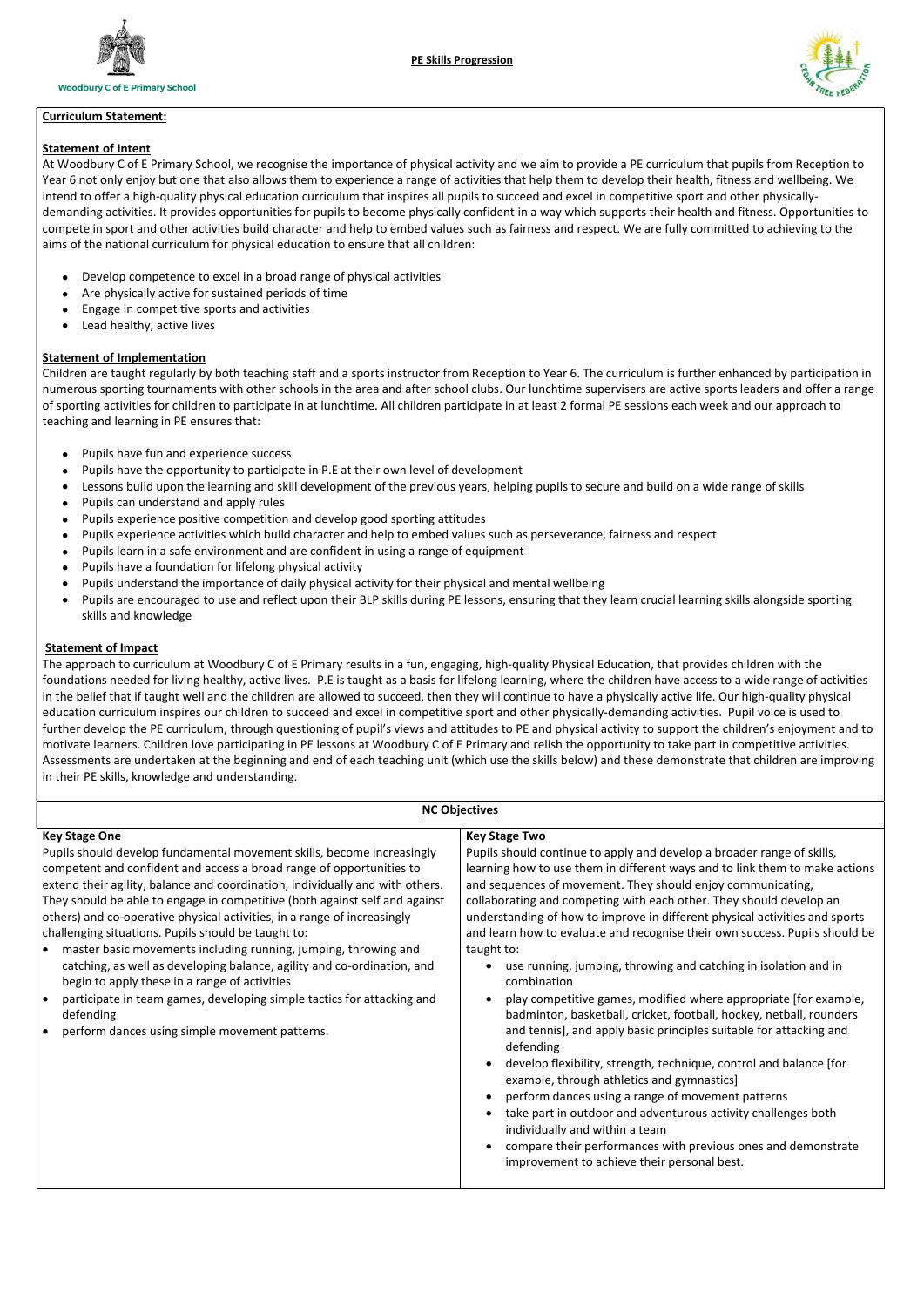Woodbury C of E Primary School

**PE Skills Progression**

## Curriculum Statement:

### Statement of Intent

At Woodbury C of E Primary School, we recognise the importance of physical activity and we aim to provide a PE curriculum that pupils from Reception to Year 6 not only enjoy but one that also allows them to experience a range of activities that help them to develop their health, fitness and wellbeing. We intend to offer a high-quality physical education curriculum that inspires all pupils to succeed and excel in competitive sport and other physically-demanding activities. It provides opportunities for pupils to become physically confident in a way which supports their health and fitness. Opportunities to compete in sport and other activities build character and help to embed values such as fairness and respect. We are fully committed to achieving to the aims of the national curriculum for physical education to ensure that all children:

- Develop competence to excel in a broad range of physical activities
- Are physically active for sustained periods of time
- Engage in competitive sports and activities
- Lead healthy, active lives

### Statement of Implementation

Children are taught regularly by both teaching staff and a sports instructor from Reception to Year 6. The curriculum is further enhanced by participation in numerous sporting tournaments with other schools in the area and after school clubs. Our lunchtime supervisers are active sports leaders and offer a range of sporting activities for children to participate in at lunchtime. All children participate in at least 2 formal PE sessions each week and our approach to teaching and learning in PE ensures that:

- Pupils have fun and experience success
- Pupils have the opportunity to participate in P.E at their own level of development
- Lessons build upon the learning and skill development of the previous years, helping pupils to secure and build on a wide range of skills
- Pupils can understand and apply rules
- Pupils experience positive competition and develop good sporting attitudes
- Pupils experience activities which build character and help to embed values such as perseverance, fairness and respect
- Pupils learn in a safe environment and are confident in using a range of equipment
- Pupils have a foundation for lifelong physical activity
- Pupils understand the importance of daily physical activity for their physical and mental wellbeing
- Pupils are encouraged to use and reflect upon their BLP skills during PE lessons, ensuring that they learn crucial learning skills alongside sporting skills and knowledge

### Statement of Impact

The approach to curriculum at Woodbury C of E Primary results in a fun, engaging, high-quality Physical Education, that provides children with the foundations needed for living healthy, active lives. P.E is taught as a basis for lifelong learning, where the children have access to a wide range of activities in the belief that if taught well and the children are allowed to succeed, then they will continue to have a physically active life. Our high-quality physical education curriculum inspires our children to succeed and excel in competitive sport and other physically-demanding activities. Pupil voice is used to further develop the PE curriculum, through questioning of pupil's views and attitudes to PE and physical activity to support the children's enjoyment and to motivate learners. Children love participating in PE lessons at Woodbury C of E Primary and relish the opportunity to take part in competitive activities. Assessments are undertaken at the beginning and end of each teaching unit (which use the skills below) and these demonstrate that children are improving in their PE skills, knowledge and understanding.

## NC Objectives

| Key Stage One | Key Stage Two |
|---|---|
| Pupils should develop fundamental movement skills, become increasingly competent and confident and access a broad range of opportunities to extend their agility, balance and coordination, individually and with others. They should be able to engage in competitive (both against self and against others) and co-operative physical activities, in a range of increasingly challenging situations. Pupils should be taught to:<br>• master basic movements including running, jumping, throwing and catching, as well as developing balance, agility and co-ordination, and begin to apply these in a range of activities<br>• participate in team games, developing simple tactics for attacking and defending<br>• perform dances using simple movement patterns. | Pupils should continue to apply and develop a broader range of skills, learning how to use them in different ways and to link them to make actions and sequences of movement. They should enjoy communicating, collaborating and competing with each other. They should develop an understanding of how to improve in different physical activities and sports and learn how to evaluate and recognise their own success. Pupils should be taught to:<br>• use running, jumping, throwing and catching in isolation and in combination<br>• play competitive games, modified where appropriate [for example, badminton, basketball, cricket, football, hockey, netball, rounders and tennis], and apply basic principles suitable for attacking and defending<br>• develop flexibility, strength, technique, control and balance [for example, through athletics and gymnastics]<br>• perform dances using a range of movement patterns<br>• take part in outdoor and adventurous activity challenges both individually and within a team<br>• compare their performances with previous ones and demonstrate improvement to achieve their personal best. |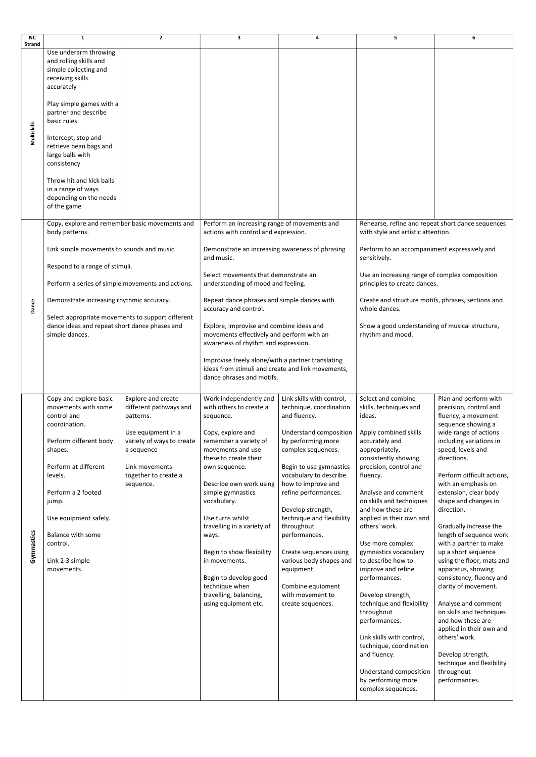| NC Strand | 1 | 2 | 3 | 4 | 5 | 6 |
|---|---|---|---|---|---|---|
| Multiskills | Use underarm throwing and rolling skills and simple collecting and receiving skills accurately<br><br>Play simple games with a partner and describe basic rules<br><br>Intercept, stop and retrieve bean bags and large balls with consistency<br><br>Throw hit and kick balls in a range of ways depending on the needs of the game | | | | | |
| Dance | Copy, explore and remember basic movements and body patterns.<br><br>Link simple movements to sounds and music.<br><br>Respond to a range of stimuli.<br><br>Perform a series of simple movements and actions.<br><br>Demonstrate increasing rhythmic accuracy.<br><br>Select appropriate movements to support different dance ideas and repeat short dance phases and simple dances. | | Perform an increasing range of movements and actions with control and expression.<br><br>Demonstrate an increasing awareness of phrasing and music.<br><br>Select movements that demonstrate an understanding of mood and feeling.<br><br>Repeat dance phrases and simple dances with accuracy and control.<br><br>Explore, improvise and combine ideas and movements effectively and perform with an awareness of rhythm and expression.<br><br>Improvise freely alone/with a partner translating ideas from stimuli and create and link movements, dance phrases and motifs. | | Rehearse, refine and repeat short dance sequences with style and artistic attention.<br><br>Perform to an accompaniment expressively and sensitively.<br><br>Use an increasing range of complex composition principles to create dances.<br><br>Create and structure motifs, phrases, sections and whole dances.<br><br>Show a good understanding of musical structure, rhythm and mood. | |
| Gymnastics | Copy and explore basic movements with some control and coordination.<br><br>Perform different body shapes.<br><br>Perform at different levels.<br><br>Perform a 2 footed jump.<br><br>Use equipment safely.<br><br>Balance with some control.<br><br>Link 2-3 simple movements. | Explore and create different pathways and patterns.<br><br>Use equipment in a variety of ways to create a sequence<br><br>Link movements together to create a sequence. | Work independently and with others to create a sequence.<br><br>Copy, explore and remember a variety of movements and use these to create their own sequence.<br><br>Describe own work using simple gymnastics vocabulary.<br><br>Use turns whilst travelling in a variety of ways.<br><br>Begin to show flexibility in movements.<br><br>Begin to develop good technique when travelling, balancing, using equipment etc. | Link skills with control, technique, coordination and fluency.<br><br>Understand composition by performing more complex sequences.<br><br>Begin to use gymnastics vocabulary to describe how to improve and refine performances.<br><br>Develop strength, technique and flexibility throughout performances.<br><br>Create sequences using various body shapes and equipment.<br><br>Combine equipment with movement to create sequences. | Select and combine skills, techniques and ideas.<br><br>Apply combined skills accurately and appropriately, consistently showing precision, control and fluency.<br><br>Analyse and comment on skills and techniques and how these are applied in their own and others' work.<br><br>Use more complex gymnastics vocabulary to describe how to improve and refine performances.<br><br>Develop strength, technique and flexibility throughout performances.<br><br>Link skills with control, technique, coordination and fluency.<br><br>Understand composition by performing more complex sequences. | Plan and perform with precision, control and fluency, a movement sequence showing a wide range of actions including variations in speed, levels and directions.<br><br>Perform difficult actions, with an emphasis on extension, clear body shape and changes in direction.<br><br>Gradually increase the length of sequence work with a partner to make up a short sequence using the floor, mats and apparatus, showing consistency, fluency and clarity of movement.<br><br>Analyse and comment on skills and techniques and how these are applied in their own and others' work.<br><br>Develop strength, technique and flexibility throughout performances. |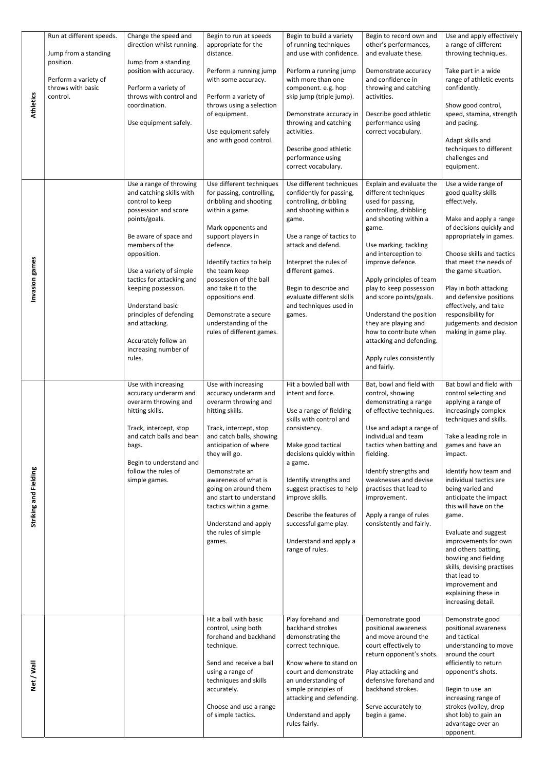| | | | | | | |
|---|---|---|---|---|---|---|
| **Athletics** | Run at different speeds.<br><br>Jump from a standing position.<br><br>Perform a variety of throws with basic control. | Change the speed and direction whilst running.<br><br>Jump from a standing position with accuracy.<br><br>Perform a variety of throws with control and coordination.<br><br>Use equipment safely. | Begin to run at speeds appropriate for the distance.<br><br>Perform a running jump with some accuracy.<br><br>Perform a variety of throws using a selection of equipment.<br><br>Use equipment safely and with good control. | Begin to build a variety of running techniques and use with confidence.<br><br>Perform a running jump with more than one component. e.g. hop skip jump (triple jump).<br><br>Demonstrate accuracy in throwing and catching activities.<br><br>Describe good athletic performance using correct vocabulary. | Begin to record own and other's performances, and evaluate these.<br><br>Demonstrate accuracy and confidence in throwing and catching activities.<br><br>Describe good athletic performance using correct vocabulary. | Use and apply effectively a range of different throwing techniques.<br><br>Take part in a wide range of athletic events confidently.<br><br>Show good control, speed, stamina, strength and pacing.<br><br>Adapt skills and techniques to different challenges and equipment. |
| **Invasion games** | | Use a range of throwing and catching skills with control to keep possession and score points/goals.<br><br>Be aware of space and members of the opposition.<br><br>Use a variety of simple tactics for attacking and keeping possession.<br><br>Understand basic principles of defending and attacking.<br><br>Accurately follow an increasing number of rules. | Use different techniques for passing, controlling, dribbling and shooting within a game.<br><br>Mark opponents and support players in defence.<br><br>Identify tactics to help the team keep possession of the ball and take it to the oppositions end.<br><br>Demonstrate a secure understanding of the rules of different games. | Use different techniques confidently for passing, controlling, dribbling and shooting within a game.<br><br>Use a range of tactics to attack and defend.<br><br>Interpret the rules of different games.<br><br>Begin to describe and evaluate different skills and techniques used in games. | Explain and evaluate the different techniques used for passing, controlling, dribbling and shooting within a game.<br><br>Use marking, tackling and interception to improve defence.<br><br>Apply principles of team play to keep possession and score points/goals.<br><br>Understand the position they are playing and how to contribute when attacking and defending.<br><br>Apply rules consistently and fairly. | Use a wide range of good quality skills effectively.<br><br>Make and apply a range of decisions quickly and appropriately in games.<br><br>Choose skills and tactics that meet the needs of the game situation.<br><br>Play in both attacking and defensive positions effectively, and take responsibility for judgements and decision making in game play. |
| **Striking and Fielding** | | Use with increasing accuracy underarm and overarm throwing and hitting skills.<br><br>Track, intercept, stop and catch balls and bean bags.<br><br>Begin to understand and follow the rules of simple games. | Use with increasing accuracy underarm and overarm throwing and hitting skills.<br><br>Track, intercept, stop and catch balls, showing anticipation of where they will go.<br><br>Demonstrate an awareness of what is going on around them and start to understand tactics within a game.<br><br>Understand and apply the rules of simple games. | Hit a bowled ball with intent and force.<br><br>Use a range of fielding skills with control and consistency.<br><br>Make good tactical decisions quickly within a game.<br><br>Identify strengths and suggest practises to help improve skills.<br><br>Describe the features of successful game play.<br><br>Understand and apply a range of rules. | Bat, bowl and field with control, showing demonstrating a range of effective techniques.<br><br>Use and adapt a range of individual and team tactics when batting and fielding.<br><br>Identify strengths and weaknesses and devise practises that lead to improvement.<br><br>Apply a range of rules consistently and fairly. | Bat bowl and field with control selecting and applying a range of increasingly complex techniques and skills.<br><br>Take a leading role in games and have an impact.<br><br>Identify how team and individual tactics are being varied and anticipate the impact this will have on the game.<br><br>Evaluate and suggest improvements for own and others batting, bowling and fielding skills, devising practises that lead to improvement and explaining these in increasing detail. |
| **Net / Wall** | | | Hit a ball with basic control, using both forehand and backhand technique.<br><br>Send and receive a ball using a range of techniques and skills accurately.<br><br>Choose and use a range of simple tactics. | Play forehand and backhand strokes demonstrating the correct technique.<br><br>Know where to stand on court and demonstrate an understanding of simple principles of attacking and defending.<br><br>Understand and apply rules fairly. | Demonstrate good positional awareness and move around the court effectively to return opponent's shots.<br><br>Play attacking and defensive forehand and backhand strokes.<br><br>Serve accurately to begin a game. | Demonstrate good positional awareness and tactical understanding to move around the court efficiently to return opponent's shots.<br><br>Begin to use an increasing range of strokes (volley, drop shot lob) to gain an advantage over an opponent. |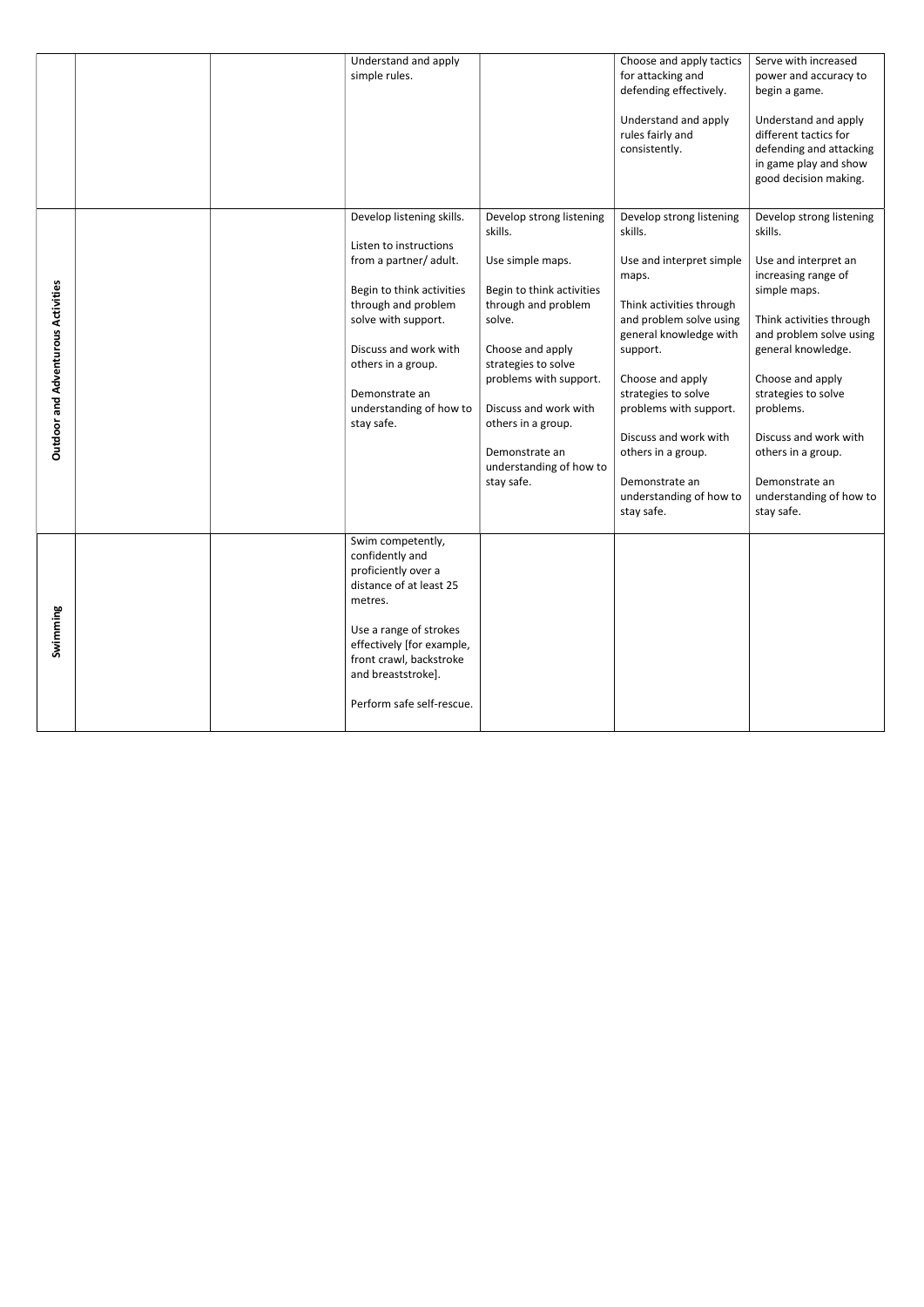| | | | | | | |
|---|---|---|---|---|---|---|
| | | | Understand and apply simple rules. | | Choose and apply tactics for attacking and defending effectively.<br><br>Understand and apply rules fairly and consistently. | Serve with increased power and accuracy to begin a game.<br><br>Understand and apply different tactics for defending and attacking in game play and show good decision making. |
| **Outdoor and Adventurous Activities** | | | Develop listening skills.<br><br>Listen to instructions from a partner/ adult.<br><br>Begin to think activities through and problem solve with support.<br><br>Discuss and work with others in a group.<br><br>Demonstrate an understanding of how to stay safe. | Develop strong listening skills.<br><br>Use simple maps.<br><br>Begin to think activities through and problem solve.<br><br>Choose and apply strategies to solve problems with support.<br><br>Discuss and work with others in a group.<br><br>Demonstrate an understanding of how to stay safe. | Develop strong listening skills.<br><br>Use and interpret simple maps.<br><br>Think activities through and problem solve using general knowledge with support.<br><br>Choose and apply strategies to solve problems with support.<br><br>Discuss and work with others in a group.<br><br>Demonstrate an understanding of how to stay safe. | Develop strong listening skills.<br><br>Use and interpret an increasing range of simple maps.<br><br>Think activities through and problem solve using general knowledge.<br><br>Choose and apply strategies to solve problems.<br><br>Discuss and work with others in a group.<br><br>Demonstrate an understanding of how to stay safe. |
| **Swimming** | | | Swim competently, confidently and proficiently over a distance of at least 25 metres.<br><br>Use a range of strokes effectively [for example, front crawl, backstroke and breaststroke].<br><br>Perform safe self-rescue. | | | |